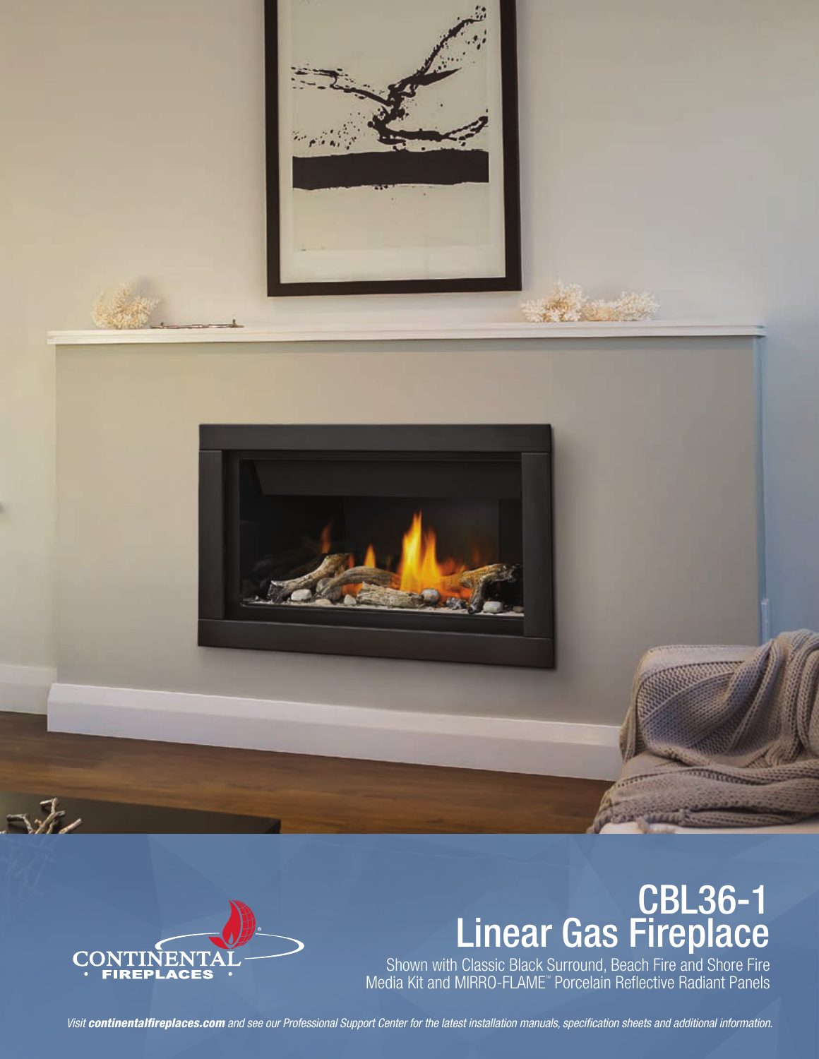CONTINENTAL FIREPLACES

# CBL36-1
# Linear Gas Fireplace

Shown with Classic Black Surround, Beach Fire and Shore Fire Media Kit and MIRRO-FLAME™ Porcelain Reflective Radiant Panels

*Visit **continentalfireplaces.com** and see our Professional Support Center for the latest installation manuals, specification sheets and additional information.*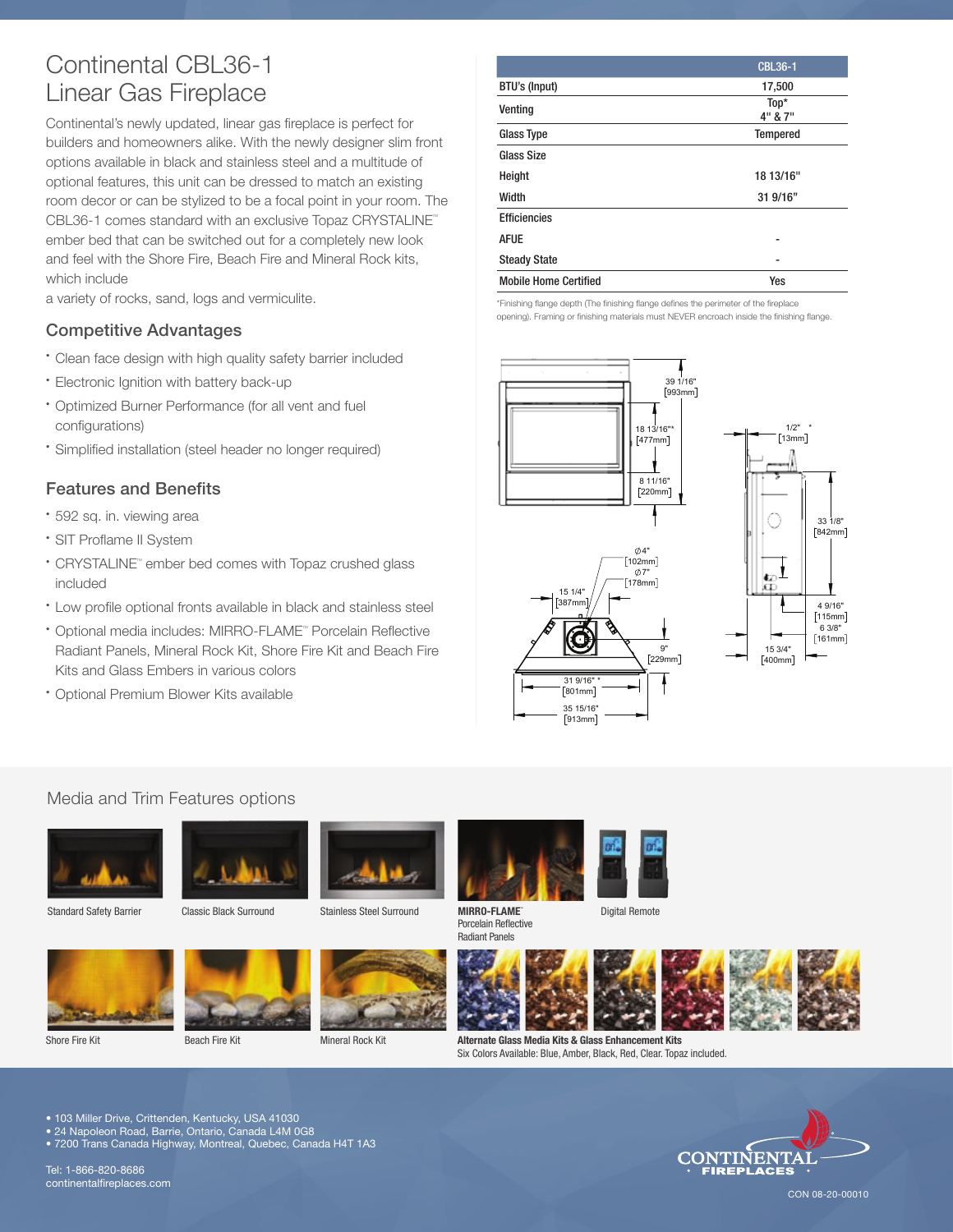# Continental CBL36-1 Linear Gas Fireplace

Continental's newly updated, linear gas fireplace is perfect for builders and homeowners alike. With the newly designer slim front options available in black and stainless steel and a multitude of optional features, this unit can be dressed to match an existing room decor or can be stylized to be a focal point in your room. The CBL36-1 comes standard with an exclusive Topaz CRYSTALINE™ ember bed that can be switched out for a completely new look and feel with the Shore Fire, Beach Fire and Mineral Rock kits, which include
a variety of rocks, sand, logs and vermiculite.

## Competitive Advantages

- Clean face design with high quality safety barrier included
- Electronic Ignition with battery back-up
- Optimized Burner Performance (for all vent and fuel configurations)
- Simplified installation (steel header no longer required)

## Features and Benefits

- 592 sq. in. viewing area
- SIT Proflame II System
- CRYSTALINE™ ember bed comes with Topaz crushed glass included
- Low profile optional fronts available in black and stainless steel
- Optional media includes: MIRRO-FLAME™ Porcelain Reflective Radiant Panels, Mineral Rock Kit, Shore Fire Kit and Beach Fire Kits and Glass Embers in various colors
- Optional Premium Blower Kits available

| | CBL36-1 |
|---|---|
| BTU's (Input) | 17,500 |
| Venting | Top* 4" & 7" |
| Glass Type | Tempered |
| Glass Size | |
| Height | 18 13/16" |
| Width | 31 9/16" |
| Efficiencies | |
| AFUE | - |
| Steady State | - |
| Mobile Home Certified | Yes |

*Finishing flange depth (The finishing flange defines the perimeter of the fireplace opening). Framing or finishing materials must NEVER encroach inside the finishing flange.

39 1/16" [993mm]
18 13/16"* [477mm]
8 11/16" [220mm]
1/2" * [13mm]
33 1/8" [842mm]
4 9/16" [115mm]
6 3/8" [161mm]
15 3/4" [400mm]
∅4" [102mm]
∅7" [178mm]
15 1/4" [387mm]
9" [229mm]
31 9/16" * [801mm]
35 15/16" [913mm]

## Media and Trim Features options

Standard Safety Barrier

Classic Black Surround

Stainless Steel Surround

**MIRRO-FLAME™** Porcelain Reflective Radiant Panels

Digital Remote

Shore Fire Kit

Beach Fire Kit

Mineral Rock Kit

**Alternate Glass Media Kits & Glass Enhancement Kits**
Six Colors Available: Blue, Amber, Black, Red, Clear. Topaz included.

- 103 Miller Drive, Crittenden, Kentucky, USA 41030
- 24 Napoleon Road, Barrie, Ontario, Canada L4M 0G8
- 7200 Trans Canada Highway, Montreal, Quebec, Canada H4T 1A3

Tel: 1-866-820-8686
continentalfireplaces.com

CONTINENTAL FIREPLACES

CON 08-20-00010